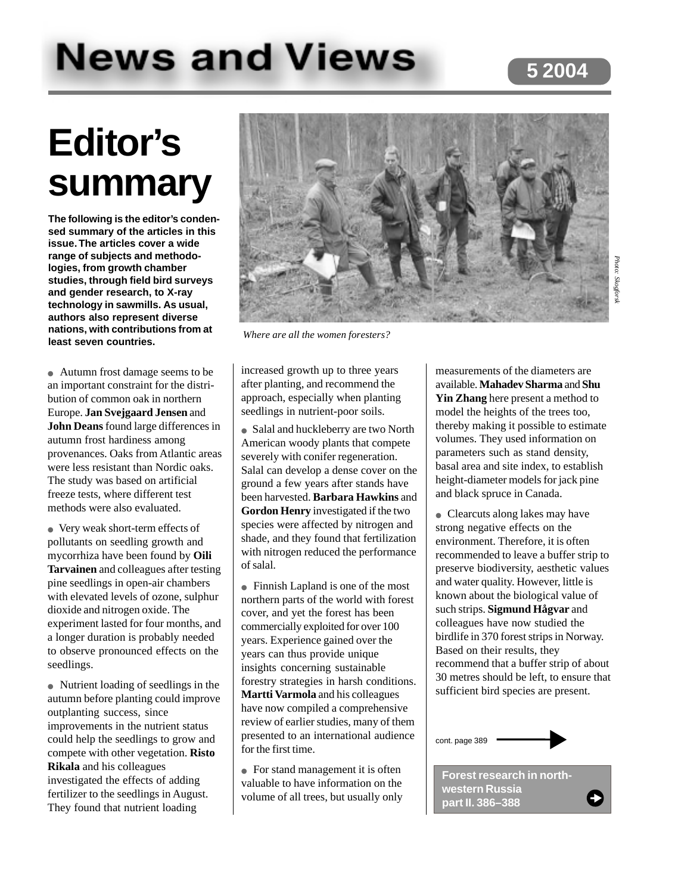# News and Views

5 2004

## Editor's summary

**The following is the editor's condensed summary of the articles in this issue. The articles cover a wide range of subjects and methodologies, from growth chamber studies, through field bird surveys and gender research, to X-ray technology in sawmills. As usual, authors also represent diverse nations, with contributions from at least seven countries.**

*Where are all the women foresters?*

Photo: Skogforsk

- Autumn frost damage seems to be an important constraint for the distribution of common oak in northern Europe. **Jan Svejgaard Jensen** and **John Deans** found large differences in autumn frost hardiness among provenances. Oaks from Atlantic areas were less resistant than Nordic oaks. The study was based on artificial freeze tests, where different test methods were also evaluated.

- Very weak short-term effects of pollutants on seedling growth and mycorrhiza have been found by **Oili Tarvainen** and colleagues after testing pine seedlings in open-air chambers with elevated levels of ozone, sulphur dioxide and nitrogen oxide. The experiment lasted for four months, and a longer duration is probably needed to observe pronounced effects on the seedlings.

- Nutrient loading of seedlings in the autumn before planting could improve outplanting success, since improvements in the nutrient status could help the seedlings to grow and compete with other vegetation. **Risto Rikala** and his colleagues investigated the effects of adding fertilizer to the seedlings in August. They found that nutrient loading increased growth up to three years after planting, and recommend the approach, especially when planting seedlings in nutrient-poor soils.

- Salal and huckleberry are two North American woody plants that compete severely with conifer regeneration. Salal can develop a dense cover on the ground a few years after stands have been harvested. **Barbara Hawkins** and **Gordon Henry** investigated if the two species were affected by nitrogen and shade, and they found that fertilization with nitrogen reduced the performance of salal.

- Finnish Lapland is one of the most northern parts of the world with forest cover, and yet the forest has been commercially exploited for over 100 years. Experience gained over the years can thus provide unique insights concerning sustainable forestry strategies in harsh conditions. **Martti Varmola** and his colleagues have now compiled a comprehensive review of earlier studies, many of them presented to an international audience for the first time.

- For stand management it is often valuable to have information on the volume of all trees, but usually only measurements of the diameters are available. **Mahadev Sharma** and **Shu Yin Zhang** here present a method to model the heights of the trees too, thereby making it possible to estimate volumes. They used information on parameters such as stand density, basal area and site index, to establish height-diameter models for jack pine and black spruce in Canada.

- Clearcuts along lakes may have strong negative effects on the environment. Therefore, it is often recommended to leave a buffer strip to preserve biodiversity, aesthetic values and water quality. However, little is known about the biological value of such strips. **Sigmund Hågvar** and colleagues have now studied the birdlife in 370 forest strips in Norway. Based on their results, they recommend that a buffer strip of about 30 metres should be left, to ensure that sufficient bird species are present.

cont. page 389

**Forest research in north-western Russia part II. 386–388**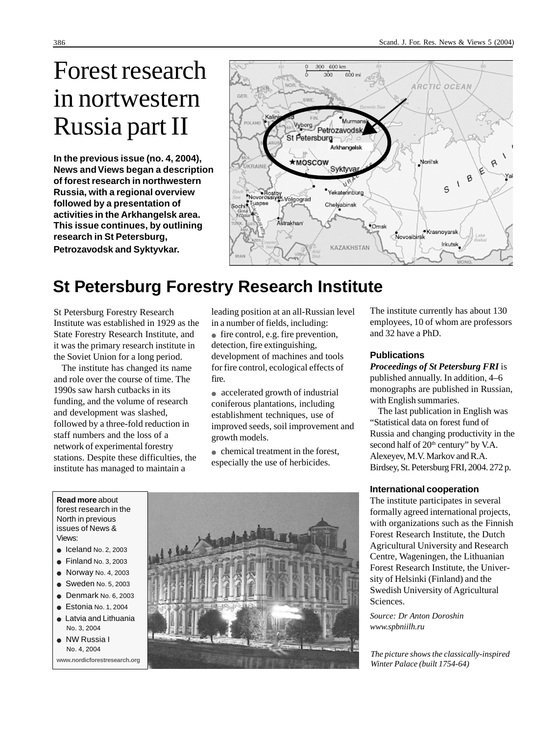# Forest research in nortwestern Russia part II

**In the previous issue (no. 4, 2004), News and Views began a description of forest research in northwestern Russia, with a regional overview followed by a presentation of activities in the Arkhangelsk area. This issue continues, by outlining research in St Petersburg, Petrozavodsk and Syktyvkar.**

## St Petersburg Forestry Research Institute

St Petersburg Forestry Research Institute was established in 1929 as the State Forestry Research Institute, and it was the primary research institute in the Soviet Union for a long period.

The institute has changed its name and role over the course of time. The 1990s saw harsh cutbacks in its funding, and the volume of research and development was slashed, followed by a three-fold reduction in staff numbers and the loss of a network of experimental forestry stations. Despite these difficulties, the institute has managed to maintain a leading position at an all-Russian level in a number of fields, including:

- fire control, e.g. fire prevention, detection, fire extinguishing, development of machines and tools for fire control, ecological effects of fire.
- accelerated growth of industrial coniferous plantations, including establishment techniques, use of improved seeds, soil improvement and growth models.
- chemical treatment in the forest, especially the use of herbicides.

The institute currently has about 130 employees, 10 of whom are professors and 32 have a PhD.

### Publications

***Proceedings of St Petersburg FRI*** is published annually. In addition, 4–6 monographs are published in Russian, with English summaries.

The last publication in English was "Statistical data on forest fund of Russia and changing productivity in the second half of 20th century" by V.A. Alexeyev, M.V. Markov and R.A. Birdsey, St. Petersburg FRI, 2004. 272 p.

### International cooperation

The institute participates in several formally agreed international projects, with organizations such as the Finnish Forest Research Institute, the Dutch Agricultural University and Research Centre, Wageningen, the Lithuanian Forest Research Institute, the University of Helsinki (Finland) and the Swedish University of Agricultural Sciences.

*Source: Dr Anton Doroshin*
*www.spbniilh.ru*

**Read more** about forest research in the North in previous issues of News & Views:

- Iceland No. 2, 2003
- Finland No. 3, 2003
- Norway No. 4, 2003
- Sweden No. 5, 2003
- Denmark No. 6, 2003
- Estonia No. 1, 2004
- Latvia and Lithuania No. 3, 2004
- NW Russia I No. 4, 2004

www.nordicforestresearch.org

*The picture shows the classically-inspired Winter Palace (built 1754-64)*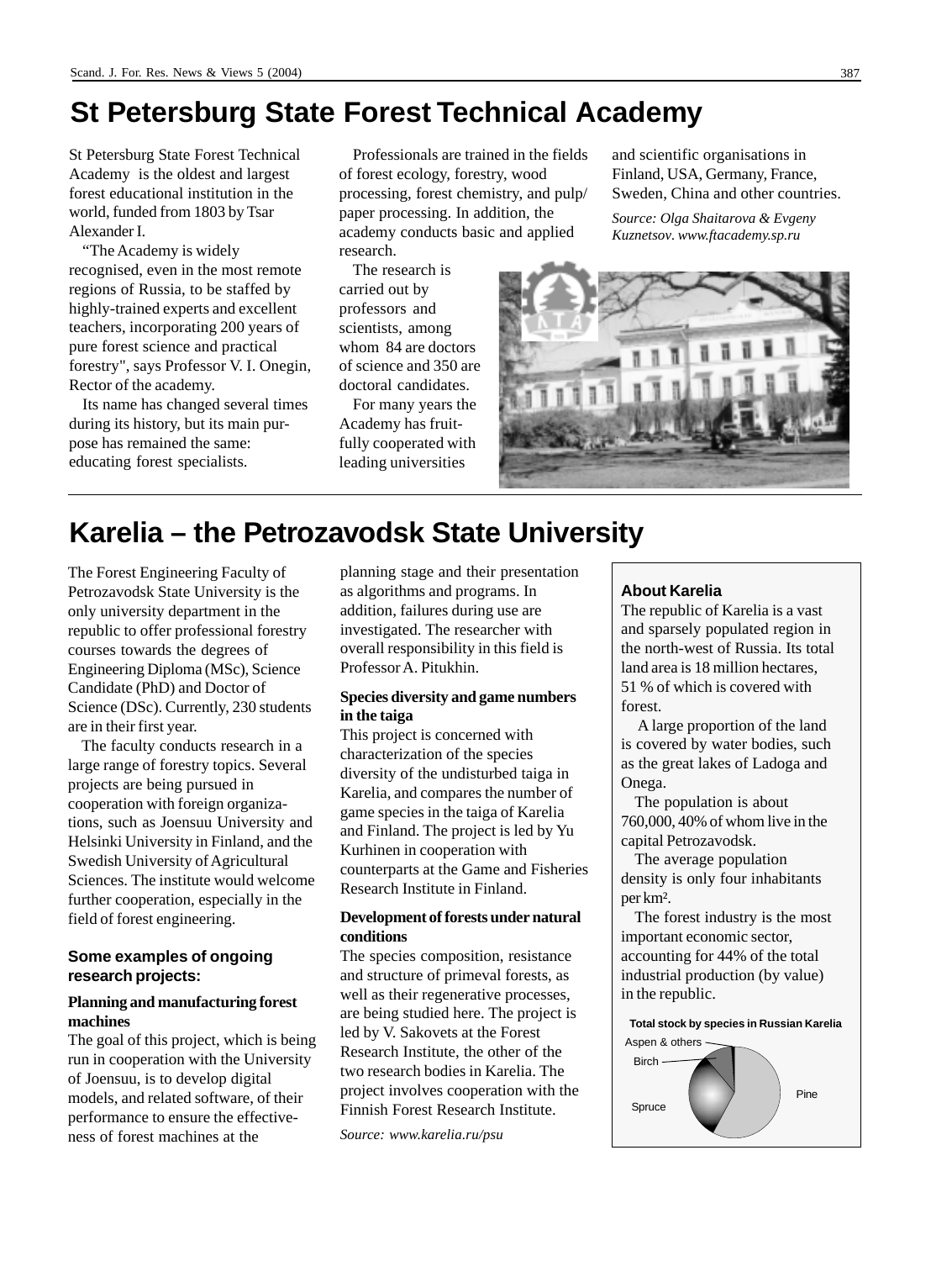# St Petersburg State Forest Technical Academy

St Petersburg State Forest Technical Academy is the oldest and largest forest educational institution in the world, funded from 1803 by Tsar Alexander I.

"The Academy is widely recognised, even in the most remote regions of Russia, to be staffed by highly-trained experts and excellent teachers, incorporating 200 years of pure forest science and practical forestry", says Professor V. I. Onegin, Rector of the academy.

Its name has changed several times during its history, but its main purpose has remained the same: educating forest specialists.

Professionals are trained in the fields of forest ecology, forestry, wood processing, forest chemistry, and pulp/paper processing. In addition, the academy conducts basic and applied research.

The research is carried out by professors and scientists, among whom 84 are doctors of science and 350 are doctoral candidates.

For many years the Academy has fruitfully cooperated with leading universities and scientific organisations in Finland, USA, Germany, France, Sweden, China and other countries.

*Source: Olga Shaitarova & Evgeny Kuznetsov. www.ftacademy.sp.ru*

# Karelia – the Petrozavodsk State University

The Forest Engineering Faculty of Petrozavodsk State University is the only university department in the republic to offer professional forestry courses towards the degrees of Engineering Diploma (MSc), Science Candidate (PhD) and Doctor of Science (DSc). Currently, 230 students are in their first year.

The faculty conducts research in a large range of forestry topics. Several projects are being pursued in cooperation with foreign organizations, such as Joensuu University and Helsinki University in Finland, and the Swedish University of Agricultural Sciences. The institute would welcome further cooperation, especially in the field of forest engineering.

### Some examples of ongoing research projects:

**Planning and manufacturing forest machines**

The goal of this project, which is being run in cooperation with the University of Joensuu, is to develop digital models, and related software, of their performance to ensure the effectiveness of forest machines at the planning stage and their presentation as algorithms and programs. In addition, failures during use are investigated. The researcher with overall responsibility in this field is Professor A. Pitukhin.

**Species diversity and game numbers in the taiga**

This project is concerned with characterization of the species diversity of the undisturbed taiga in Karelia, and compares the number of game species in the taiga of Karelia and Finland. The project is led by Yu Kurhinen in cooperation with counterparts at the Game and Fisheries Research Institute in Finland.

**Development of forests under natural conditions**

The species composition, resistance and structure of primeval forests, as well as their regenerative processes, are being studied here. The project is led by V. Sakovets at the Forest Research Institute, the other of the two research bodies in Karelia. The project involves cooperation with the Finnish Forest Research Institute.

*Source: www.karelia.ru/psu*

### About Karelia

The republic of Karelia is a vast and sparsely populated region in the north-west of Russia. Its total land area is 18 million hectares, 51 % of which is covered with forest.

A large proportion of the land is covered by water bodies, such as the great lakes of Ladoga and Onega.

The population is about 760,000, 40% of whom live in the capital Petrozavodsk.

The average population density is only four inhabitants per km².

The forest industry is the most important economic sector, accounting for 44% of the total industrial production (by value) in the republic.

**Total stock by species in Russian Karelia**

Aspen & others
Birch
Pine
Spruce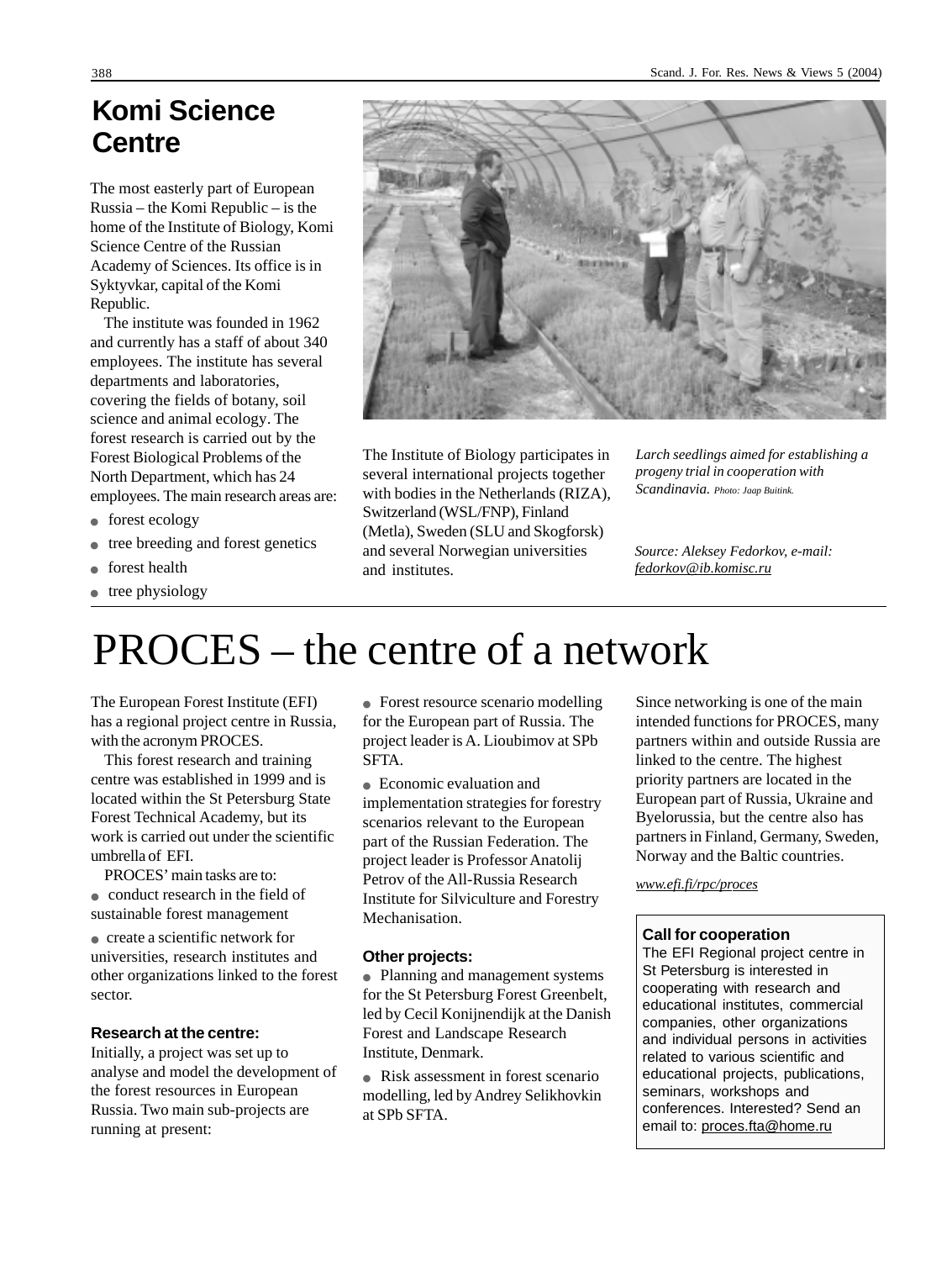## Komi Science Centre

The most easterly part of European Russia – the Komi Republic – is the home of the Institute of Biology, Komi Science Centre of the Russian Academy of Sciences. Its office is in Syktyvkar, capital of the Komi Republic.

The institute was founded in 1962 and currently has a staff of about 340 employees. The institute has several departments and laboratories, covering the fields of botany, soil science and animal ecology. The forest research is carried out by the Forest Biological Problems of the North Department, which has 24 employees. The main research areas are:

- forest ecology
- tree breeding and forest genetics
- forest health
- tree physiology

The Institute of Biology participates in several international projects together with bodies in the Netherlands (RIZA), Switzerland (WSL/FNP), Finland (Metla), Sweden (SLU and Skogforsk) and several Norwegian universities and institutes.

*Larch seedlings aimed for establishing a progeny trial in cooperation with Scandinavia. Photo: Jaap Buitink.*

*Source: Aleksey Fedorkov, e-mail: fedorkov@ib.komisc.ru*

# PROCES – the centre of a network

The European Forest Institute (EFI) has a regional project centre in Russia, with the acronym PROCES.

This forest research and training centre was established in 1999 and is located within the St Petersburg State Forest Technical Academy, but its work is carried out under the scientific umbrella of EFI.

PROCES' main tasks are to:

- conduct research in the field of sustainable forest management
- create a scientific network for universities, research institutes and other organizations linked to the forest sector.

**Research at the centre:**

Initially, a project was set up to analyse and model the development of the forest resources in European Russia. Two main sub-projects are running at present:

- Forest resource scenario modelling for the European part of Russia. The project leader is A. Lioubimov at SPb SFTA.
- Economic evaluation and implementation strategies for forestry scenarios relevant to the European part of the Russian Federation. The project leader is Professor Anatolij Petrov of the All-Russia Research Institute for Silviculture and Forestry Mechanisation.

**Other projects:**

- Planning and management systems for the St Petersburg Forest Greenbelt, led by Cecil Konijnendijk at the Danish Forest and Landscape Research Institute, Denmark.
- Risk assessment in forest scenario modelling, led by Andrey Selikhovkin at SPb SFTA.

Since networking is one of the main intended functions for PROCES, many partners within and outside Russia are linked to the centre. The highest priority partners are located in the European part of Russia, Ukraine and Byelorussia, but the centre also has partners in Finland, Germany, Sweden, Norway and the Baltic countries.

*www.efi.fi/rpc/proces*

**Call for cooperation**

The EFI Regional project centre in St Petersburg is interested in cooperating with research and educational institutes, commercial companies, other organizations and individual persons in activities related to various scientific and educational projects, publications, seminars, workshops and conferences. Interested? Send an email to: proces.fta@home.ru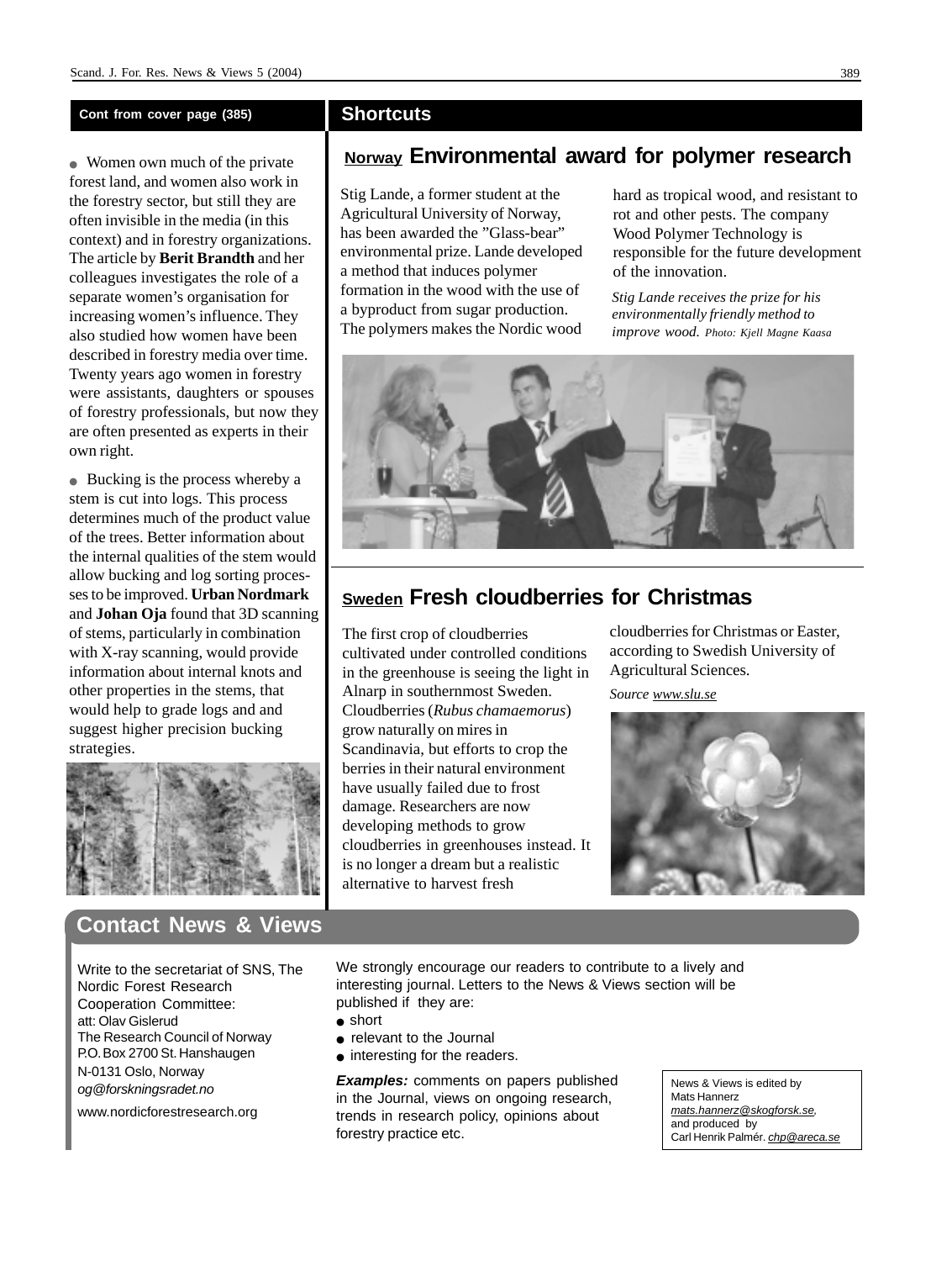**Cont from cover page (385)**

- Women own much of the private forest land, and women also work in the forestry sector, but still they are often invisible in the media (in this context) and in forestry organizations. The article by **Berit Brandth** and her colleagues investigates the role of a separate women's organisation for increasing women's influence. They also studied how women have been described in forestry media over time. Twenty years ago women in forestry were assistants, daughters or spouses of forestry professionals, but now they are often presented as experts in their own right.

- Bucking is the process whereby a stem is cut into logs. This process determines much of the product value of the trees. Better information about the internal qualities of the stem would allow bucking and log sorting processes to be improved. **Urban Nordmark** and **Johan Oja** found that 3D scanning of stems, particularly in combination with X-ray scanning, would provide information about internal knots and other properties in the stems, that would help to grade logs and and suggest higher precision bucking strategies.

## Shortcuts

### Norway Environmental award for polymer research

Stig Lande, a former student at the Agricultural University of Norway, has been awarded the "Glass-bear" environmental prize. Lande developed a method that induces polymer formation in the wood with the use of a byproduct from sugar production. The polymers makes the Nordic wood hard as tropical wood, and resistant to rot and other pests. The company Wood Polymer Technology is responsible for the future development of the innovation.

*Stig Lande receives the prize for his environmentally friendly method to improve wood. Photo: Kjell Magne Kaasa*

### Sweden Fresh cloudberries for Christmas

The first crop of cloudberries cultivated under controlled conditions in the greenhouse is seeing the light in Alnarp in southernmost Sweden. Cloudberries (*Rubus chamaemorus*) grow naturally on mires in Scandinavia, but efforts to crop the berries in their natural environment have usually failed due to frost damage. Researchers are now developing methods to grow cloudberries in greenhouses instead. It is no longer a dream but a realistic alternative to harvest fresh cloudberries for Christmas or Easter, according to Swedish University of Agricultural Sciences.

*Source www.slu.se*

## Contact News & Views

Write to the secretariat of SNS, The Nordic Forest Research Cooperation Committee:
att: Olav Gislerud
The Research Council of Norway
P.O. Box 2700 St. Hanshaugen
N-0131 Oslo, Norway
*og@forskningsradet.no*

www.nordicforestresearch.org

We strongly encourage our readers to contribute to a lively and interesting journal. Letters to the News & Views section will be published if they are:

- short
- relevant to the Journal
- interesting for the readers.

***Examples:*** comments on papers published in the Journal, views on ongoing research, trends in research policy, opinions about forestry practice etc.

News & Views is edited by
Mats Hannerz
*mats.hannerz@skogforsk.se*,
and produced by
Carl Henrik Palmér. *chp@areca.se*